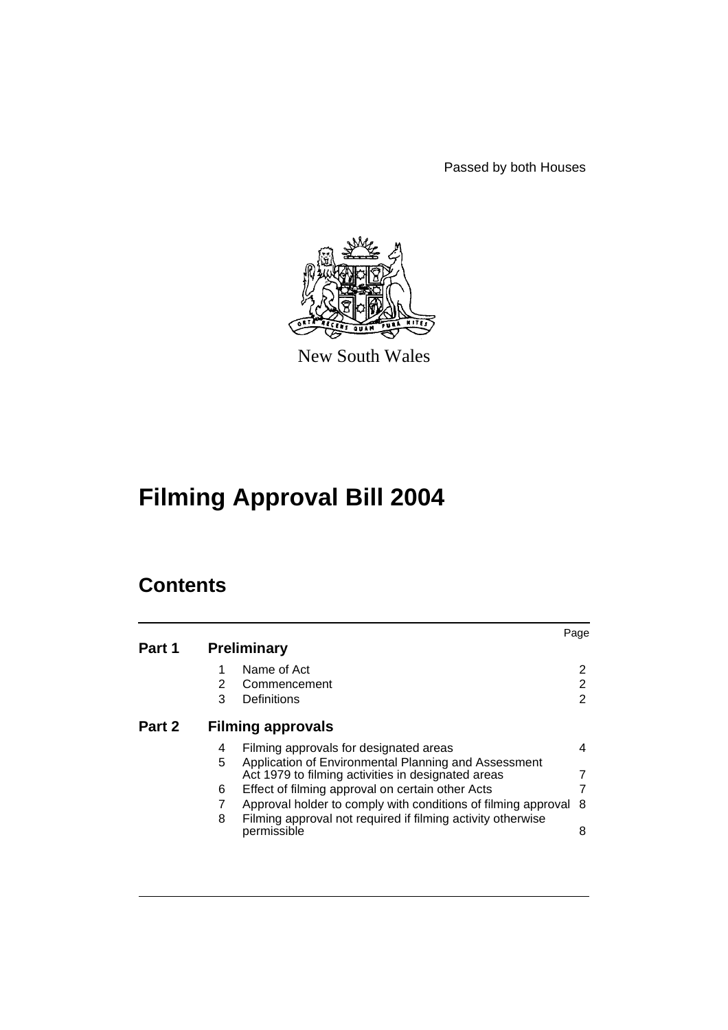Passed by both Houses

New South Wales

# Filming Approval Bill 2004

## Contents

| | | | Page |
|---|---|---|---|
| **Part 1** | **Preliminary** | | |
| | 1 | Name of Act | 2 |
| | 2 | Commencement | 2 |
| | 3 | Definitions | 2 |
| **Part 2** | **Filming approvals** | | |
| | 4 | Filming approvals for designated areas | 4 |
| | 5 | Application of Environmental Planning and Assessment Act 1979 to filming activities in designated areas | 7 |
| | 6 | Effect of filming approval on certain other Acts | 7 |
| | 7 | Approval holder to comply with conditions of filming approval | 8 |
| | 8 | Filming approval not required if filming activity otherwise permissible | 8 |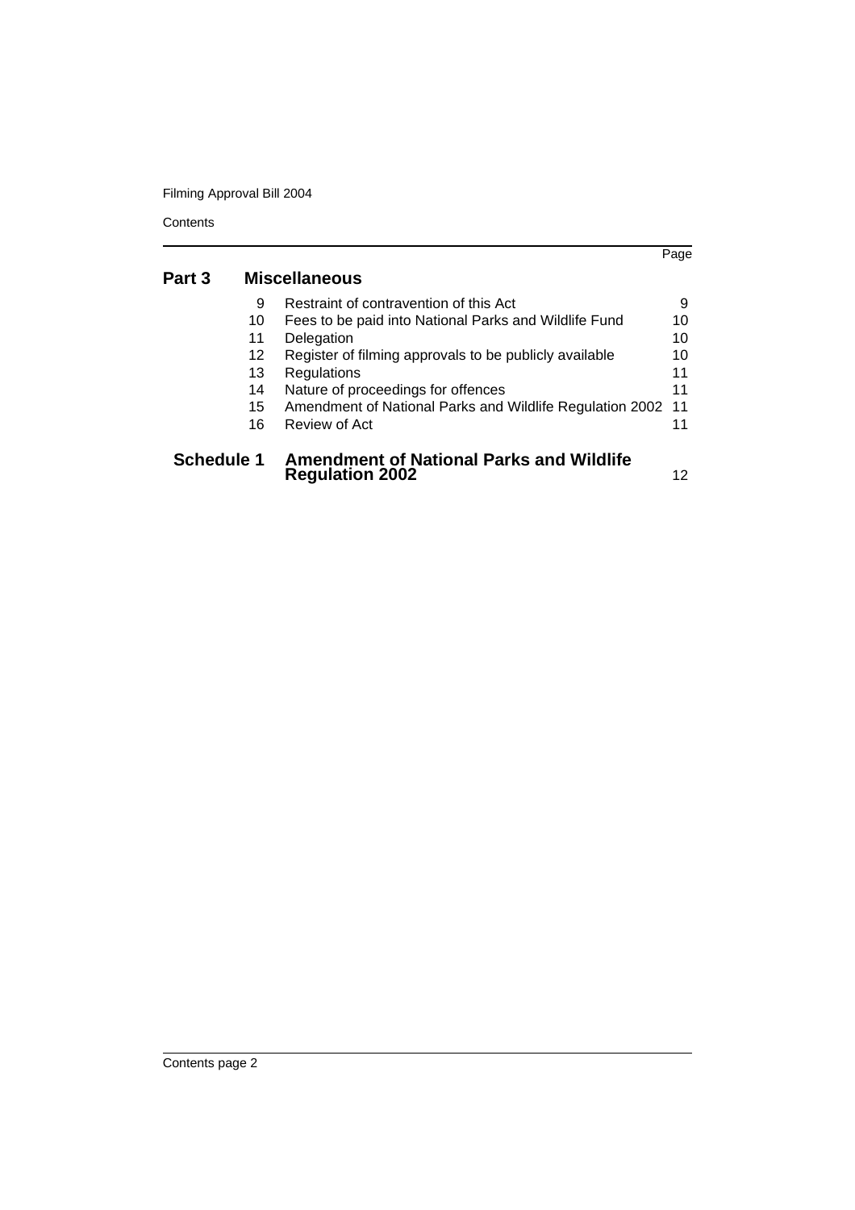| | | | Page |
|---|---|---|---|
| **Part 3** | **Miscellaneous** | | |
| | 9 | Restraint of contravention of this Act | 9 |
| | 10 | Fees to be paid into National Parks and Wildlife Fund | 10 |
| | 11 | Delegation | 10 |
| | 12 | Register of filming approvals to be publicly available | 10 |
| | 13 | Regulations | 11 |
| | 14 | Nature of proceedings for offences | 11 |
| | 15 | Amendment of National Parks and Wildlife Regulation 2002 | 11 |
| | 16 | Review of Act | 11 |
| **Schedule 1** | **Amendment of National Parks and Wildlife Regulation 2002** | | 12 |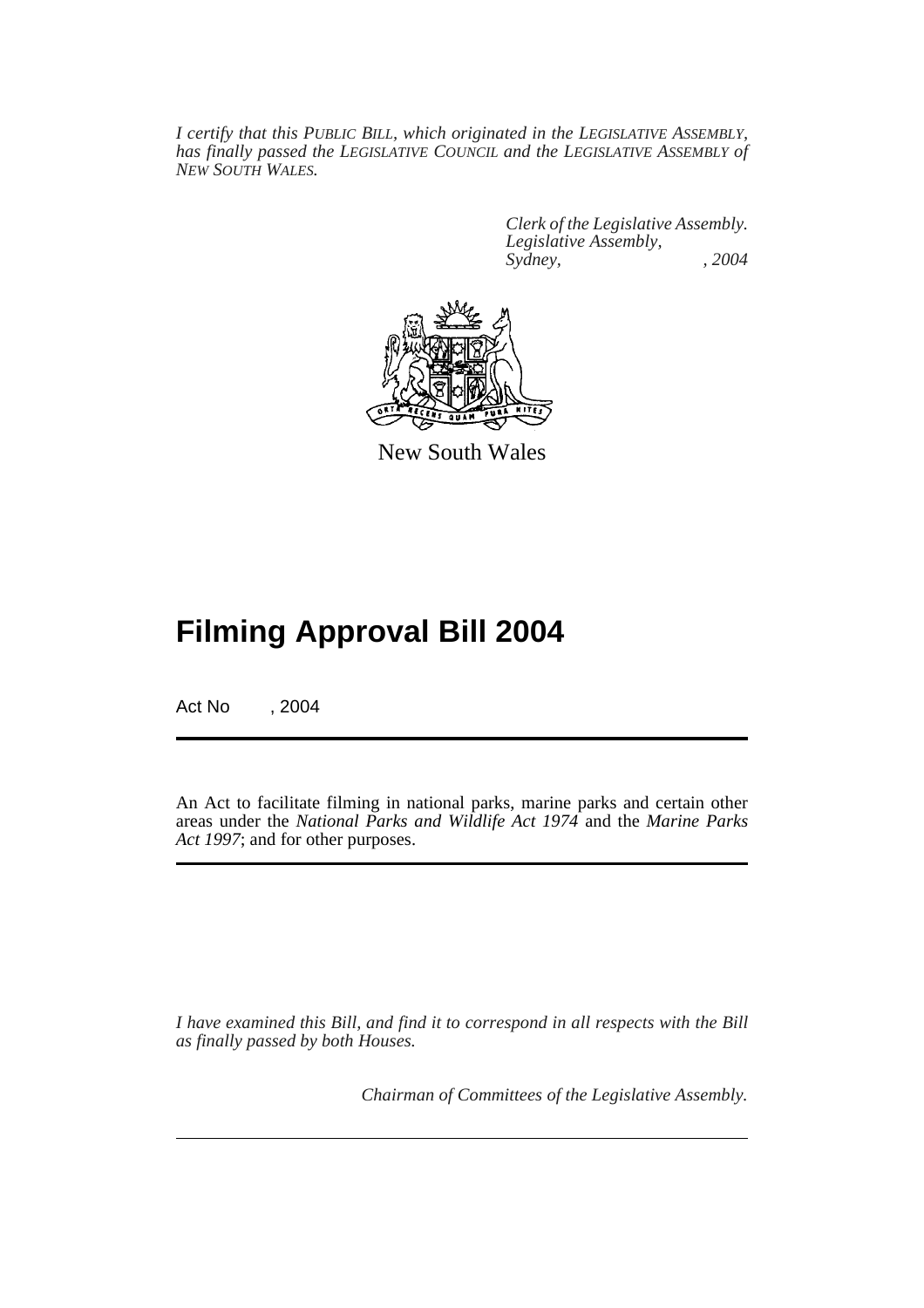*I certify that this PUBLIC BILL, which originated in the LEGISLATIVE ASSEMBLY, has finally passed the LEGISLATIVE COUNCIL and the LEGISLATIVE ASSEMBLY of NEW SOUTH WALES.*

*Clerk of the Legislative Assembly.*
*Legislative Assembly,*
*Sydney, , 2004*

New South Wales

# Filming Approval Bill 2004

Act No , 2004

An Act to facilitate filming in national parks, marine parks and certain other areas under the *National Parks and Wildlife Act 1974* and the *Marine Parks Act 1997*; and for other purposes.

*I have examined this Bill, and find it to correspond in all respects with the Bill as finally passed by both Houses.*

*Chairman of Committees of the Legislative Assembly.*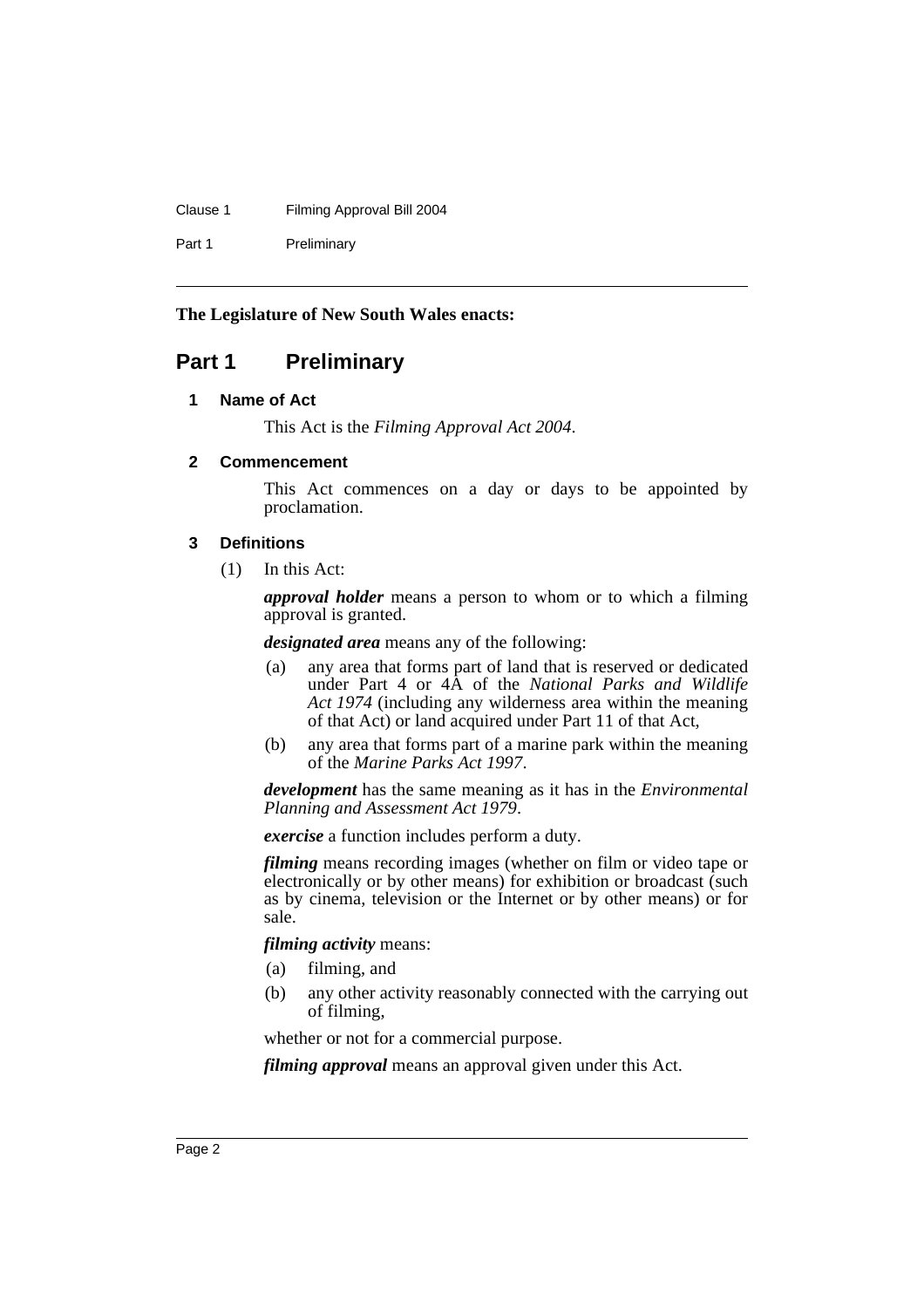**The Legislature of New South Wales enacts:**

# Part 1 Preliminary

### 1 Name of Act

This Act is the *Filming Approval Act 2004*.

### 2 Commencement

This Act commences on a day or days to be appointed by proclamation.

### 3 Definitions

(1) In this Act:

***approval holder*** means a person to whom or to which a filming approval is granted.

***designated area*** means any of the following:

- (a) any area that forms part of land that is reserved or dedicated under Part 4 or 4A of the *National Parks and Wildlife Act 1974* (including any wilderness area within the meaning of that Act) or land acquired under Part 11 of that Act,
- (b) any area that forms part of a marine park within the meaning of the *Marine Parks Act 1997*.

***development*** has the same meaning as it has in the *Environmental Planning and Assessment Act 1979*.

***exercise*** a function includes perform a duty.

***filming*** means recording images (whether on film or video tape or electronically or by other means) for exhibition or broadcast (such as by cinema, television or the Internet or by other means) or for sale.

***filming activity*** means:

- (a) filming, and
- (b) any other activity reasonably connected with the carrying out of filming,

whether or not for a commercial purpose.

***filming approval*** means an approval given under this Act.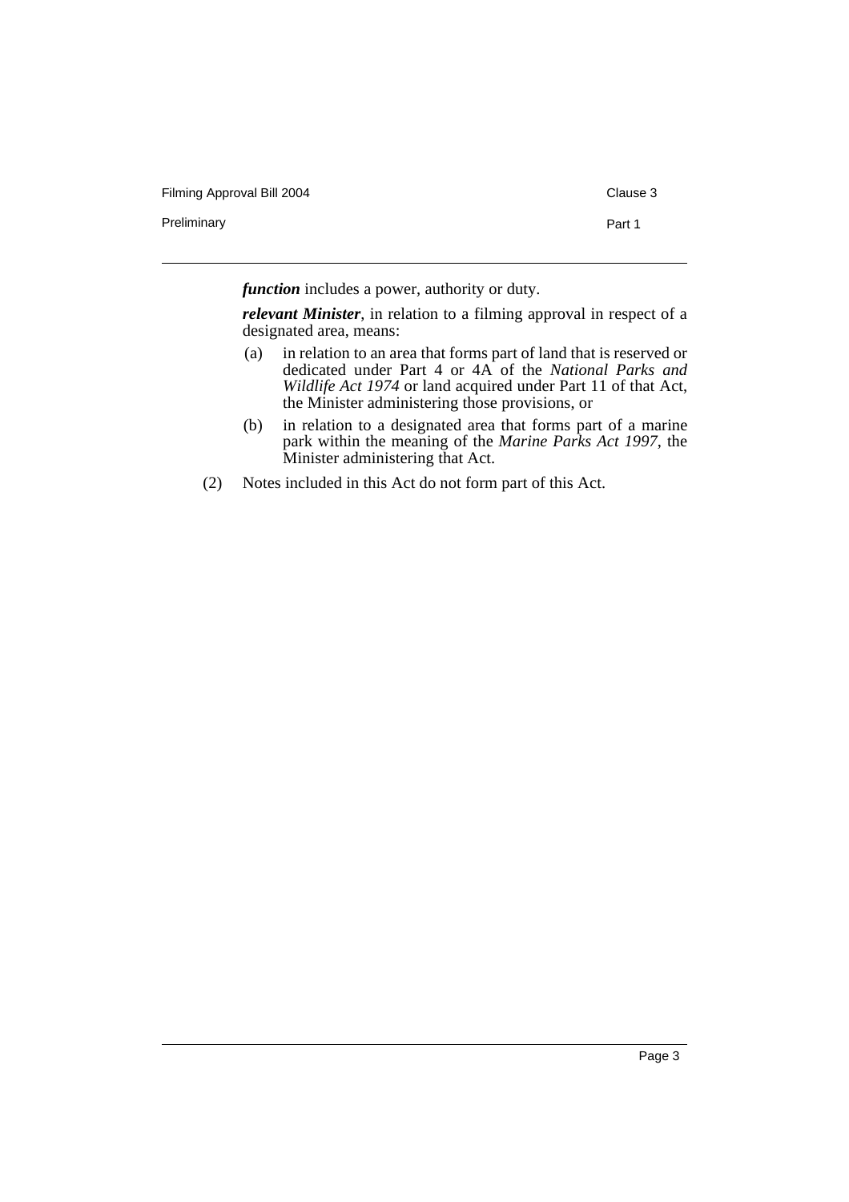***function*** includes a power, authority or duty.

***relevant Minister***, in relation to a filming approval in respect of a designated area, means:

(a) in relation to an area that forms part of land that is reserved or dedicated under Part 4 or 4A of the *National Parks and Wildlife Act 1974* or land acquired under Part 11 of that Act, the Minister administering those provisions, or

(b) in relation to a designated area that forms part of a marine park within the meaning of the *Marine Parks Act 1997*, the Minister administering that Act.

(2) Notes included in this Act do not form part of this Act.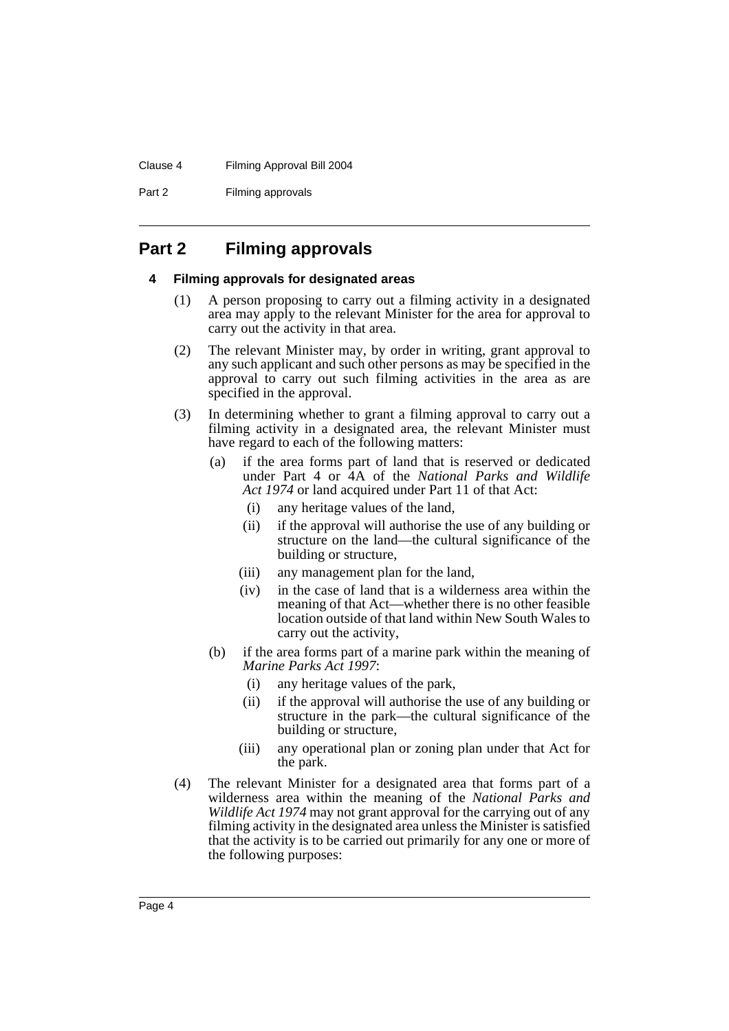## Part 2 Filming approvals

### 4 Filming approvals for designated areas

(1) A person proposing to carry out a filming activity in a designated area may apply to the relevant Minister for the area for approval to carry out the activity in that area.

(2) The relevant Minister may, by order in writing, grant approval to any such applicant and such other persons as may be specified in the approval to carry out such filming activities in the area as are specified in the approval.

(3) In determining whether to grant a filming approval to carry out a filming activity in a designated area, the relevant Minister must have regard to each of the following matters:

- (a) if the area forms part of land that is reserved or dedicated under Part 4 or 4A of the *National Parks and Wildlife Act 1974* or land acquired under Part 11 of that Act:
  - (i) any heritage values of the land,
  - (ii) if the approval will authorise the use of any building or structure on the land—the cultural significance of the building or structure,
  - (iii) any management plan for the land,
  - (iv) in the case of land that is a wilderness area within the meaning of that Act—whether there is no other feasible location outside of that land within New South Wales to carry out the activity,
- (b) if the area forms part of a marine park within the meaning of *Marine Parks Act 1997*:
  - (i) any heritage values of the park,
  - (ii) if the approval will authorise the use of any building or structure in the park—the cultural significance of the building or structure,
  - (iii) any operational plan or zoning plan under that Act for the park.

(4) The relevant Minister for a designated area that forms part of a wilderness area within the meaning of the *National Parks and Wildlife Act 1974* may not grant approval for the carrying out of any filming activity in the designated area unless the Minister is satisfied that the activity is to be carried out primarily for any one or more of the following purposes: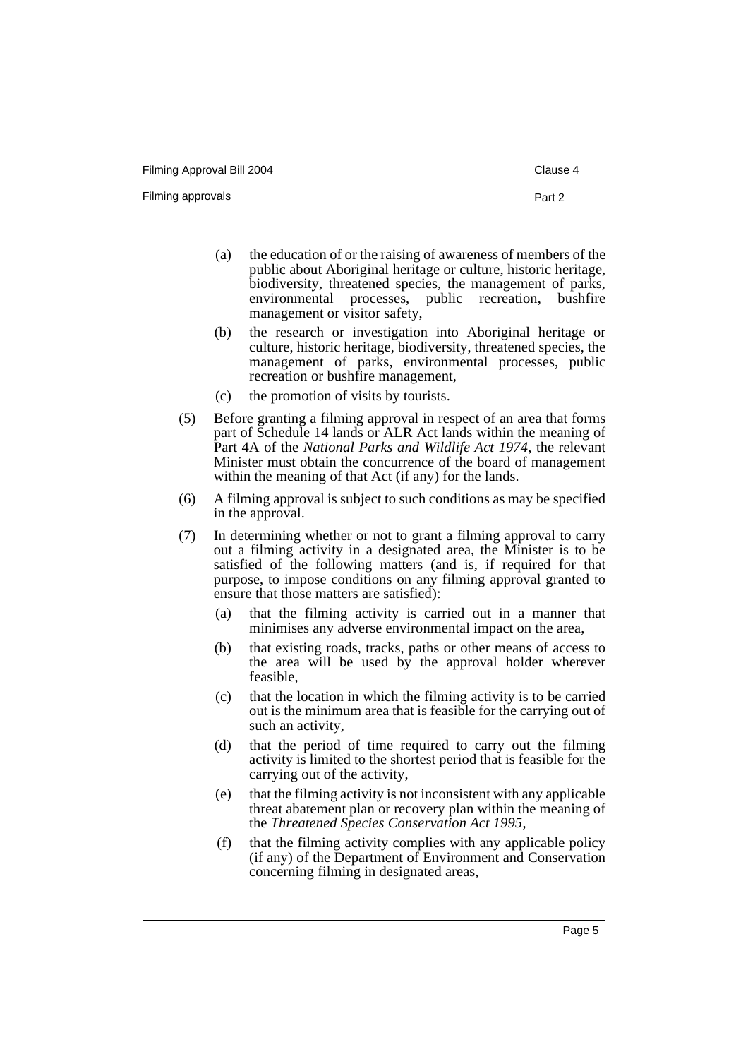(a) the education of or the raising of awareness of members of the public about Aboriginal heritage or culture, historic heritage, biodiversity, threatened species, the management of parks, environmental processes, public recreation, bushfire management or visitor safety,

(b) the research or investigation into Aboriginal heritage or culture, historic heritage, biodiversity, threatened species, the management of parks, environmental processes, public recreation or bushfire management,

(c) the promotion of visits by tourists.

(5) Before granting a filming approval in respect of an area that forms part of Schedule 14 lands or ALR Act lands within the meaning of Part 4A of the *National Parks and Wildlife Act 1974*, the relevant Minister must obtain the concurrence of the board of management within the meaning of that Act (if any) for the lands.

(6) A filming approval is subject to such conditions as may be specified in the approval.

(7) In determining whether or not to grant a filming approval to carry out a filming activity in a designated area, the Minister is to be satisfied of the following matters (and is, if required for that purpose, to impose conditions on any filming approval granted to ensure that those matters are satisfied):

(a) that the filming activity is carried out in a manner that minimises any adverse environmental impact on the area,

(b) that existing roads, tracks, paths or other means of access to the area will be used by the approval holder wherever feasible,

(c) that the location in which the filming activity is to be carried out is the minimum area that is feasible for the carrying out of such an activity,

(d) that the period of time required to carry out the filming activity is limited to the shortest period that is feasible for the carrying out of the activity,

(e) that the filming activity is not inconsistent with any applicable threat abatement plan or recovery plan within the meaning of the *Threatened Species Conservation Act 1995*,

(f) that the filming activity complies with any applicable policy (if any) of the Department of Environment and Conservation concerning filming in designated areas,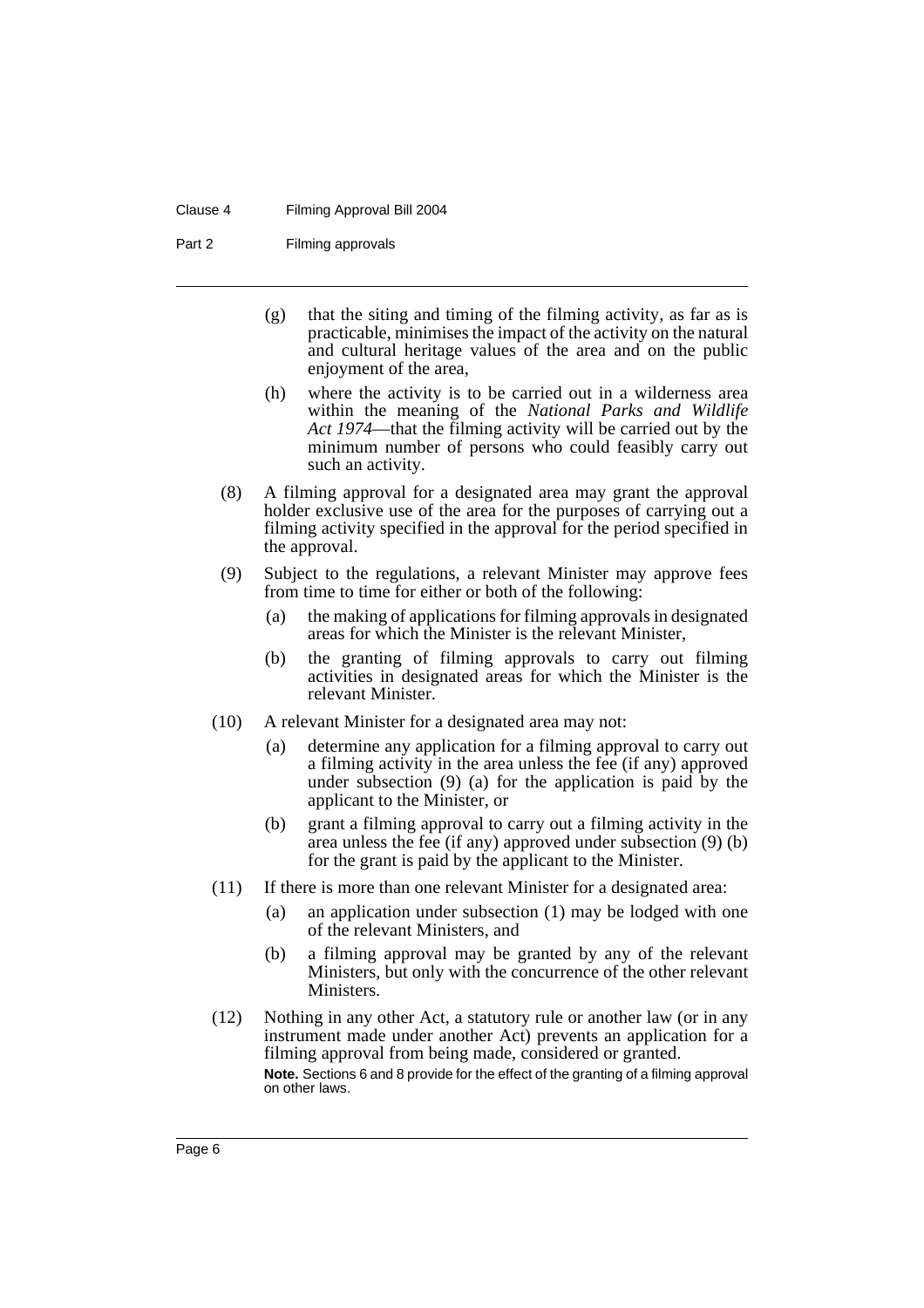(g) that the siting and timing of the filming activity, as far as is practicable, minimises the impact of the activity on the natural and cultural heritage values of the area and on the public enjoyment of the area,

(h) where the activity is to be carried out in a wilderness area within the meaning of the *National Parks and Wildlife Act 1974*—that the filming activity will be carried out by the minimum number of persons who could feasibly carry out such an activity.

(8) A filming approval for a designated area may grant the approval holder exclusive use of the area for the purposes of carrying out a filming activity specified in the approval for the period specified in the approval.

(9) Subject to the regulations, a relevant Minister may approve fees from time to time for either or both of the following:

(a) the making of applications for filming approvals in designated areas for which the Minister is the relevant Minister,

(b) the granting of filming approvals to carry out filming activities in designated areas for which the Minister is the relevant Minister.

(10) A relevant Minister for a designated area may not:

(a) determine any application for a filming approval to carry out a filming activity in the area unless the fee (if any) approved under subsection (9) (a) for the application is paid by the applicant to the Minister, or

(b) grant a filming approval to carry out a filming activity in the area unless the fee (if any) approved under subsection (9) (b) for the grant is paid by the applicant to the Minister.

(11) If there is more than one relevant Minister for a designated area:

(a) an application under subsection (1) may be lodged with one of the relevant Ministers, and

(b) a filming approval may be granted by any of the relevant Ministers, but only with the concurrence of the other relevant Ministers.

(12) Nothing in any other Act, a statutory rule or another law (or in any instrument made under another Act) prevents an application for a filming approval from being made, considered or granted.

**Note.** Sections 6 and 8 provide for the effect of the granting of a filming approval on other laws.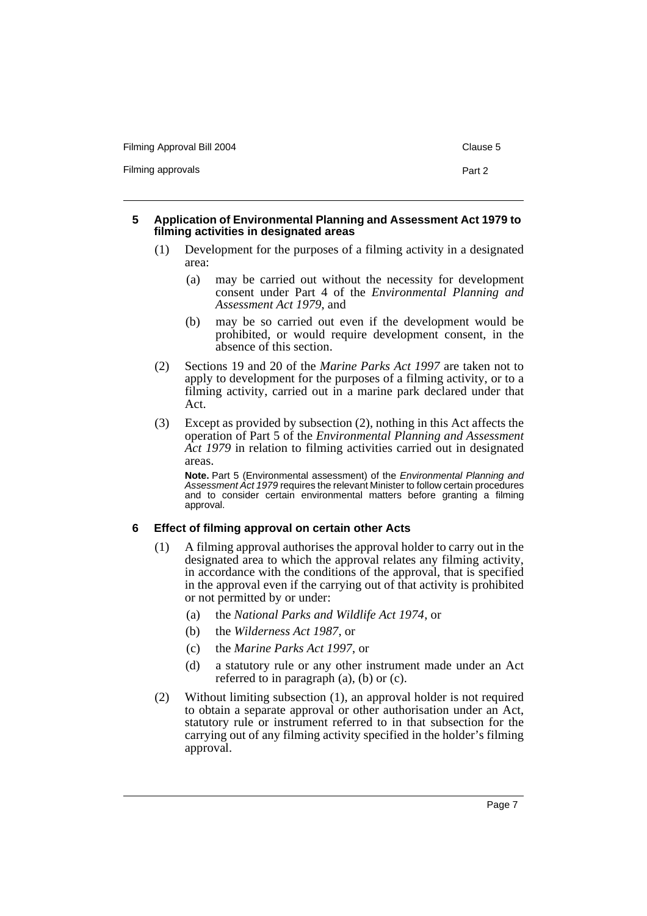### 5 Application of Environmental Planning and Assessment Act 1979 to filming activities in designated areas

(1) Development for the purposes of a filming activity in a designated area:

(a) may be carried out without the necessity for development consent under Part 4 of the *Environmental Planning and Assessment Act 1979*, and

(b) may be so carried out even if the development would be prohibited, or would require development consent, in the absence of this section.

(2) Sections 19 and 20 of the *Marine Parks Act 1997* are taken not to apply to development for the purposes of a filming activity, or to a filming activity, carried out in a marine park declared under that Act.

(3) Except as provided by subsection (2), nothing in this Act affects the operation of Part 5 of the *Environmental Planning and Assessment Act 1979* in relation to filming activities carried out in designated areas.

**Note.** Part 5 (Environmental assessment) of the *Environmental Planning and Assessment Act 1979* requires the relevant Minister to follow certain procedures and to consider certain environmental matters before granting a filming approval.

### 6 Effect of filming approval on certain other Acts

(1) A filming approval authorises the approval holder to carry out in the designated area to which the approval relates any filming activity, in accordance with the conditions of the approval, that is specified in the approval even if the carrying out of that activity is prohibited or not permitted by or under:

(a) the *National Parks and Wildlife Act 1974*, or

(b) the *Wilderness Act 1987*, or

(c) the *Marine Parks Act 1997*, or

(d) a statutory rule or any other instrument made under an Act referred to in paragraph (a), (b) or (c).

(2) Without limiting subsection (1), an approval holder is not required to obtain a separate approval or other authorisation under an Act, statutory rule or instrument referred to in that subsection for the carrying out of any filming activity specified in the holder's filming approval.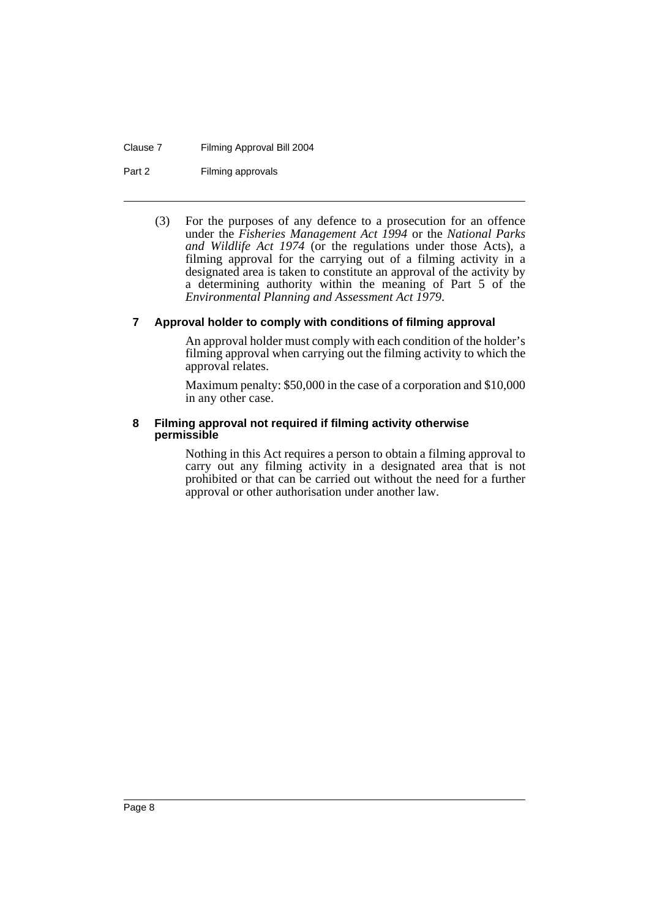(3) For the purposes of any defence to a prosecution for an offence under the *Fisheries Management Act 1994* or the *National Parks and Wildlife Act 1974* (or the regulations under those Acts), a filming approval for the carrying out of a filming activity in a designated area is taken to constitute an approval of the activity by a determining authority within the meaning of Part 5 of the *Environmental Planning and Assessment Act 1979*.

### 7 Approval holder to comply with conditions of filming approval

An approval holder must comply with each condition of the holder's filming approval when carrying out the filming activity to which the approval relates.

Maximum penalty: $50,000 in the case of a corporation and $10,000 in any other case.

### 8 Filming approval not required if filming activity otherwise permissible

Nothing in this Act requires a person to obtain a filming approval to carry out any filming activity in a designated area that is not prohibited or that can be carried out without the need for a further approval or other authorisation under another law.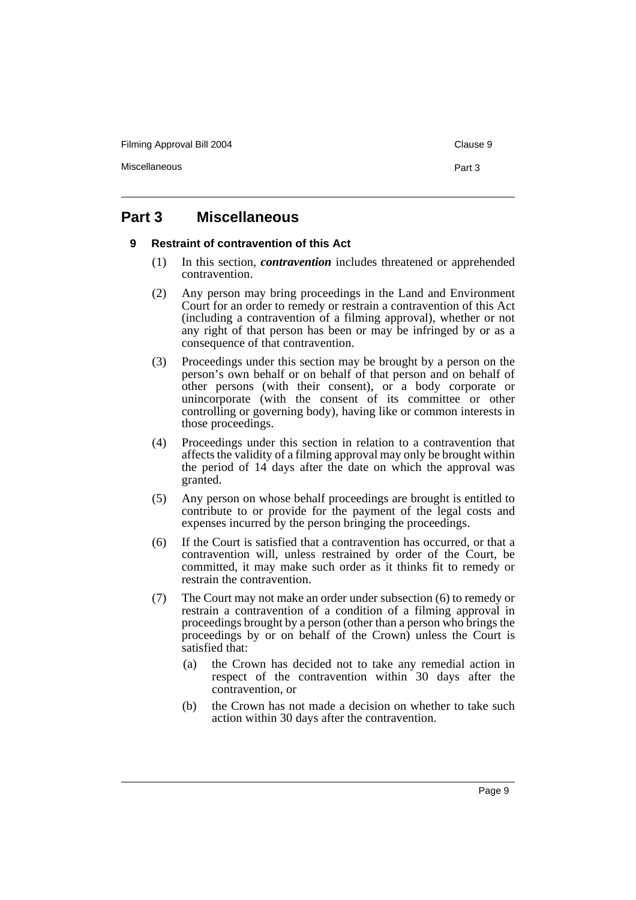## Part 3 Miscellaneous

### 9 Restraint of contravention of this Act

(1) In this section, ***contravention*** includes threatened or apprehended contravention.

(2) Any person may bring proceedings in the Land and Environment Court for an order to remedy or restrain a contravention of this Act (including a contravention of a filming approval), whether or not any right of that person has been or may be infringed by or as a consequence of that contravention.

(3) Proceedings under this section may be brought by a person on the person's own behalf or on behalf of that person and on behalf of other persons (with their consent), or a body corporate or unincorporate (with the consent of its committee or other controlling or governing body), having like or common interests in those proceedings.

(4) Proceedings under this section in relation to a contravention that affects the validity of a filming approval may only be brought within the period of 14 days after the date on which the approval was granted.

(5) Any person on whose behalf proceedings are brought is entitled to contribute to or provide for the payment of the legal costs and expenses incurred by the person bringing the proceedings.

(6) If the Court is satisfied that a contravention has occurred, or that a contravention will, unless restrained by order of the Court, be committed, it may make such order as it thinks fit to remedy or restrain the contravention.

(7) The Court may not make an order under subsection (6) to remedy or restrain a contravention of a condition of a filming approval in proceedings brought by a person (other than a person who brings the proceedings by or on behalf of the Crown) unless the Court is satisfied that:

- (a) the Crown has decided not to take any remedial action in respect of the contravention within 30 days after the contravention, or
- (b) the Crown has not made a decision on whether to take such action within 30 days after the contravention.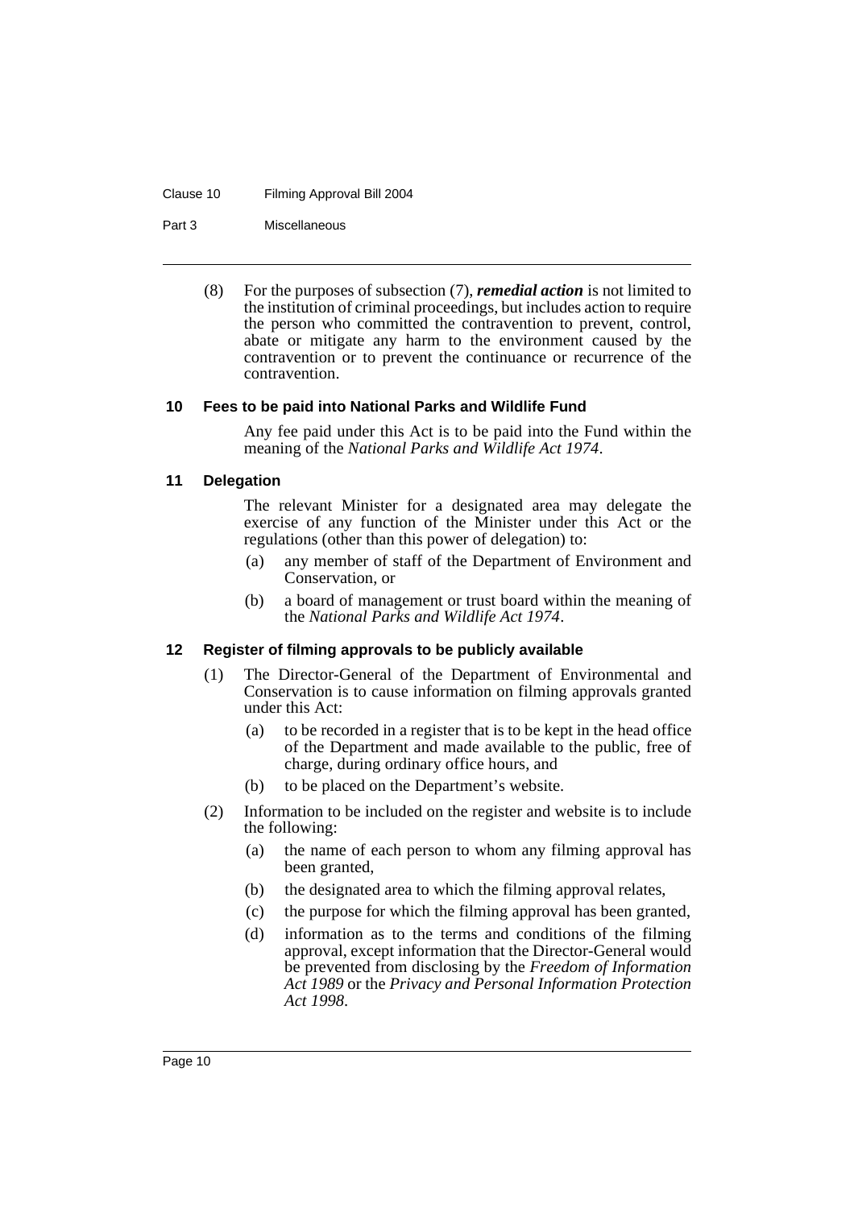(8) For the purposes of subsection (7), ***remedial action*** is not limited to the institution of criminal proceedings, but includes action to require the person who committed the contravention to prevent, control, abate or mitigate any harm to the environment caused by the contravention or to prevent the continuance or recurrence of the contravention.

### 10 Fees to be paid into National Parks and Wildlife Fund

Any fee paid under this Act is to be paid into the Fund within the meaning of the *National Parks and Wildlife Act 1974*.

### 11 Delegation

The relevant Minister for a designated area may delegate the exercise of any function of the Minister under this Act or the regulations (other than this power of delegation) to:

(a) any member of staff of the Department of Environment and Conservation, or

(b) a board of management or trust board within the meaning of the *National Parks and Wildlife Act 1974*.

### 12 Register of filming approvals to be publicly available

(1) The Director-General of the Department of Environmental and Conservation is to cause information on filming approvals granted under this Act:

(a) to be recorded in a register that is to be kept in the head office of the Department and made available to the public, free of charge, during ordinary office hours, and

(b) to be placed on the Department's website.

(2) Information to be included on the register and website is to include the following:

(a) the name of each person to whom any filming approval has been granted,

(b) the designated area to which the filming approval relates,

(c) the purpose for which the filming approval has been granted,

(d) information as to the terms and conditions of the filming approval, except information that the Director-General would be prevented from disclosing by the *Freedom of Information Act 1989* or the *Privacy and Personal Information Protection Act 1998*.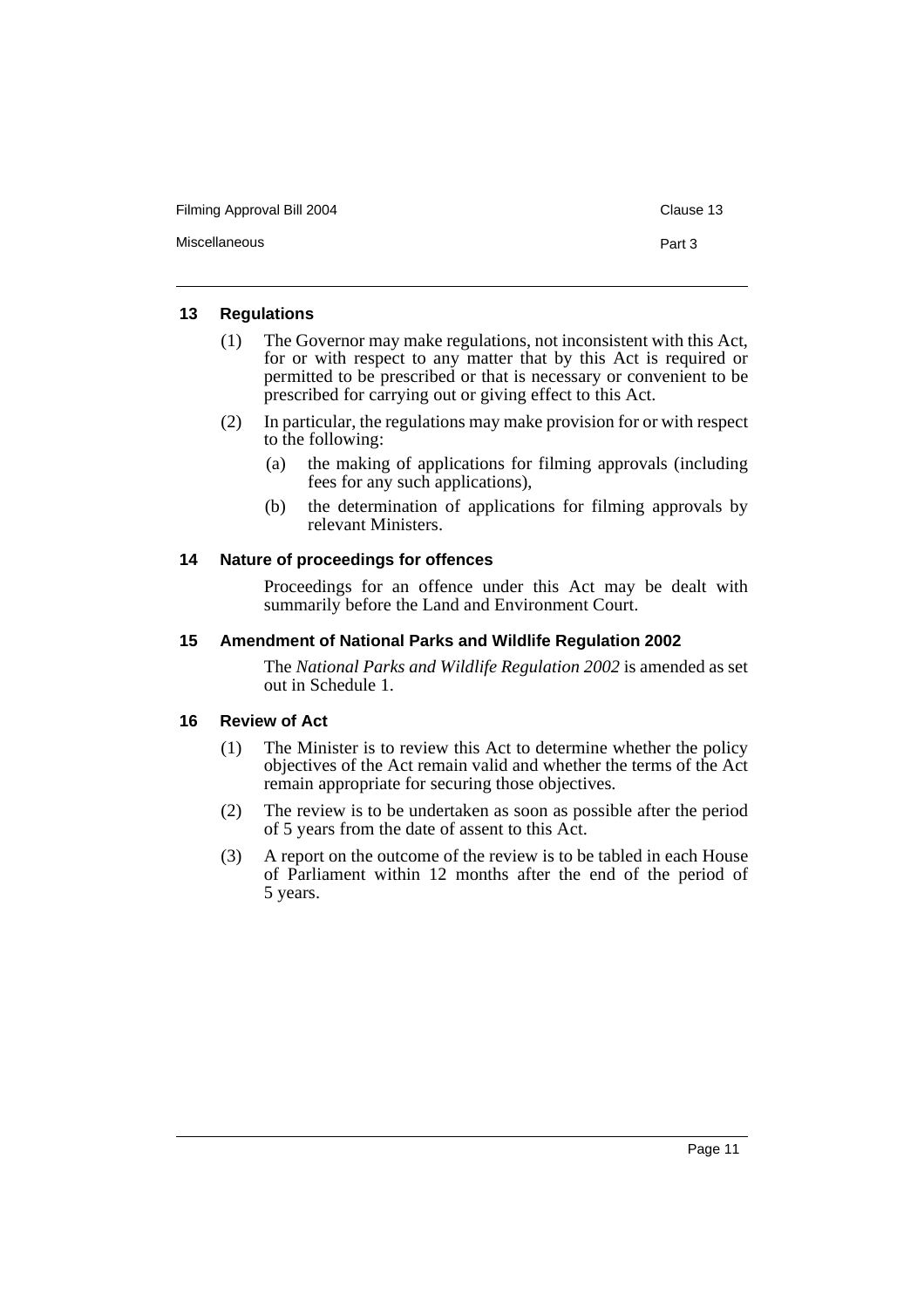### 13 Regulations

(1) The Governor may make regulations, not inconsistent with this Act, for or with respect to any matter that by this Act is required or permitted to be prescribed or that is necessary or convenient to be prescribed for carrying out or giving effect to this Act.

(2) In particular, the regulations may make provision for or with respect to the following:

(a) the making of applications for filming approvals (including fees for any such applications),

(b) the determination of applications for filming approvals by relevant Ministers.

### 14 Nature of proceedings for offences

Proceedings for an offence under this Act may be dealt with summarily before the Land and Environment Court.

### 15 Amendment of National Parks and Wildlife Regulation 2002

The *National Parks and Wildlife Regulation 2002* is amended as set out in Schedule 1.

### 16 Review of Act

(1) The Minister is to review this Act to determine whether the policy objectives of the Act remain valid and whether the terms of the Act remain appropriate for securing those objectives.

(2) The review is to be undertaken as soon as possible after the period of 5 years from the date of assent to this Act.

(3) A report on the outcome of the review is to be tabled in each House of Parliament within 12 months after the end of the period of 5 years.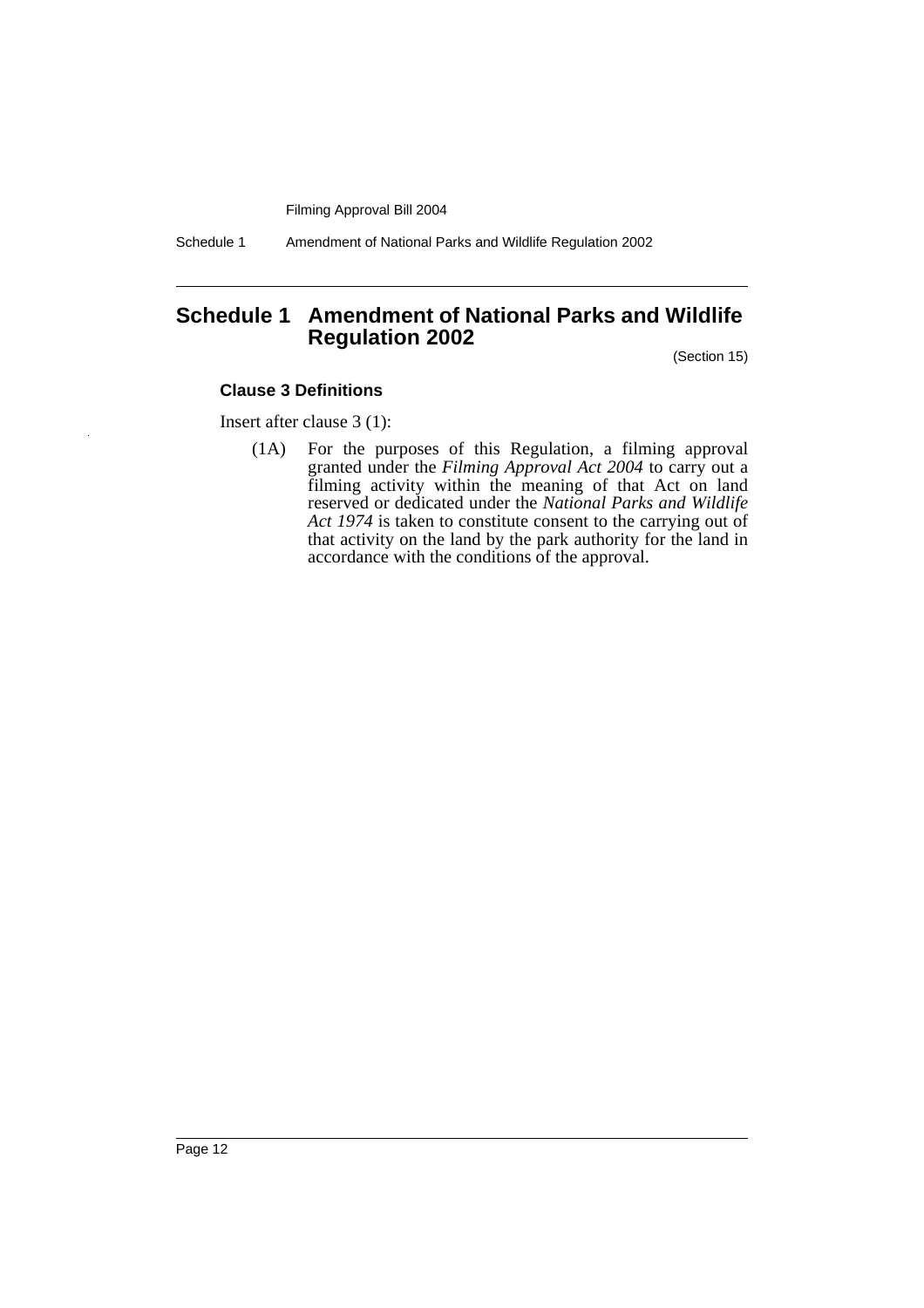# Schedule 1 Amendment of National Parks and Wildlife Regulation 2002

(Section 15)

**Clause 3 Definitions**

Insert after clause 3 (1):

(1A) For the purposes of this Regulation, a filming approval granted under the *Filming Approval Act 2004* to carry out a filming activity within the meaning of that Act on land reserved or dedicated under the *National Parks and Wildlife Act 1974* is taken to constitute consent to the carrying out of that activity on the land by the park authority for the land in accordance with the conditions of the approval.